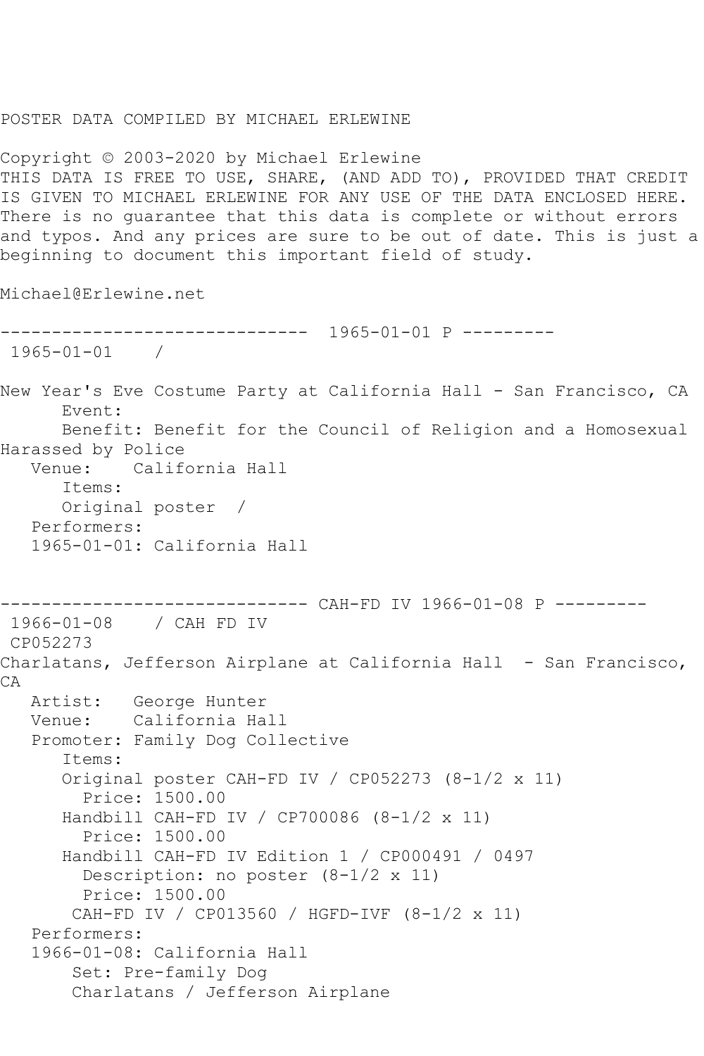POSTER DATA COMPILED BY MICHAEL ERLEWINE

Copyright © 2003-2020 by Michael Erlewine
THIS DATA IS FREE TO USE, SHARE, (AND ADD TO), PROVIDED THAT CREDIT IS GIVEN TO MICHAEL ERLEWINE FOR ANY USE OF THE DATA ENCLOSED HERE. There is no guarantee that this data is complete or without errors and typos. And any prices are sure to be out of date. This is just a beginning to document this important field of study.

Michael@Erlewine.net

```
------------------------------  1965-01-01 P ---------
 1965-01-01    /

New Year's Eve Costume Party at California Hall - San Francisco, CA
      Event:
      Benefit: Benefit for the Council of Religion and a Homosexual
Harassed by Police
   Venue:    California Hall
      Items:
      Original poster  /
   Performers:
   1965-01-01: California Hall


------------------------------ CAH-FD IV 1966-01-08 P ---------
 1966-01-08    / CAH FD IV
 CP052273
Charlatans, Jefferson Airplane at California Hall  - San Francisco,
CA
   Artist:   George Hunter
   Venue:    California Hall
   Promoter: Family Dog Collective
      Items:
      Original poster CAH-FD IV / CP052273 (8-1/2 x 11)
        Price: 1500.00
      Handbill CAH-FD IV / CP700086 (8-1/2 x 11)
        Price: 1500.00
      Handbill CAH-FD IV Edition 1 / CP000491 / 0497
        Description: no poster (8-1/2 x 11)
        Price: 1500.00
       CAH-FD IV / CP013560 / HGFD-IVF (8-1/2 x 11)
   Performers:
   1966-01-08: California Hall
       Set: Pre-family Dog
       Charlatans / Jefferson Airplane
```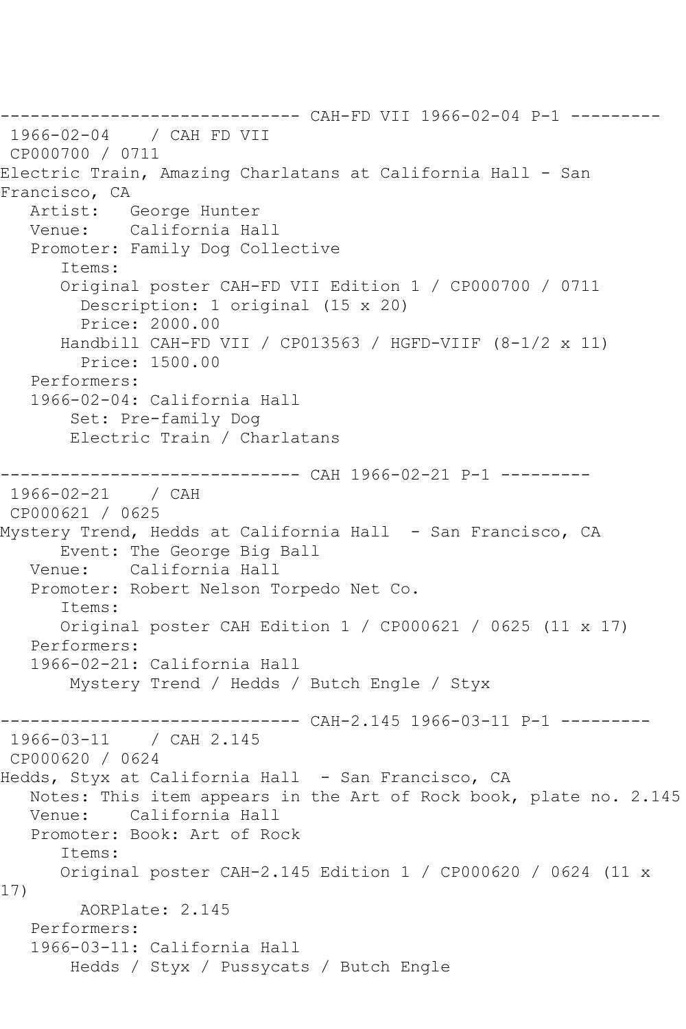------------------------------ CAH-FD VII 1966-02-04 P-1 ---------

1966-02-04 / CAH FD VII
CP000700 / 0711
Electric Train, Amazing Charlatans at California Hall - San Francisco, CA
Artist: George Hunter
Venue: California Hall
Promoter: Family Dog Collective
Items:
Original poster CAH-FD VII Edition 1 / CP000700 / 0711
Description: 1 original (15 x 20)
Price: 2000.00
Handbill CAH-FD VII / CP013563 / HGFD-VIIF (8-1/2 x 11)
Price: 1500.00
Performers:
1966-02-04: California Hall
Set: Pre-family Dog
Electric Train / Charlatans

------------------------------ CAH 1966-02-21 P-1 ---------

1966-02-21 / CAH
CP000621 / 0625
Mystery Trend, Hedds at California Hall - San Francisco, CA
Event: The George Big Ball
Venue: California Hall
Promoter: Robert Nelson Torpedo Net Co.
Items:
Original poster CAH Edition 1 / CP000621 / 0625 (11 x 17)
Performers:
1966-02-21: California Hall
Mystery Trend / Hedds / Butch Engle / Styx

------------------------------ CAH-2.145 1966-03-11 P-1 ---------

1966-03-11 / CAH 2.145
CP000620 / 0624
Hedds, Styx at California Hall - San Francisco, CA
Notes: This item appears in the Art of Rock book, plate no. 2.145
Venue: California Hall
Promoter: Book: Art of Rock
Items:
Original poster CAH-2.145 Edition 1 / CP000620 / 0624 (11 x 17)
AORPlate: 2.145
Performers:
1966-03-11: California Hall
Hedds / Styx / Pussycats / Butch Engle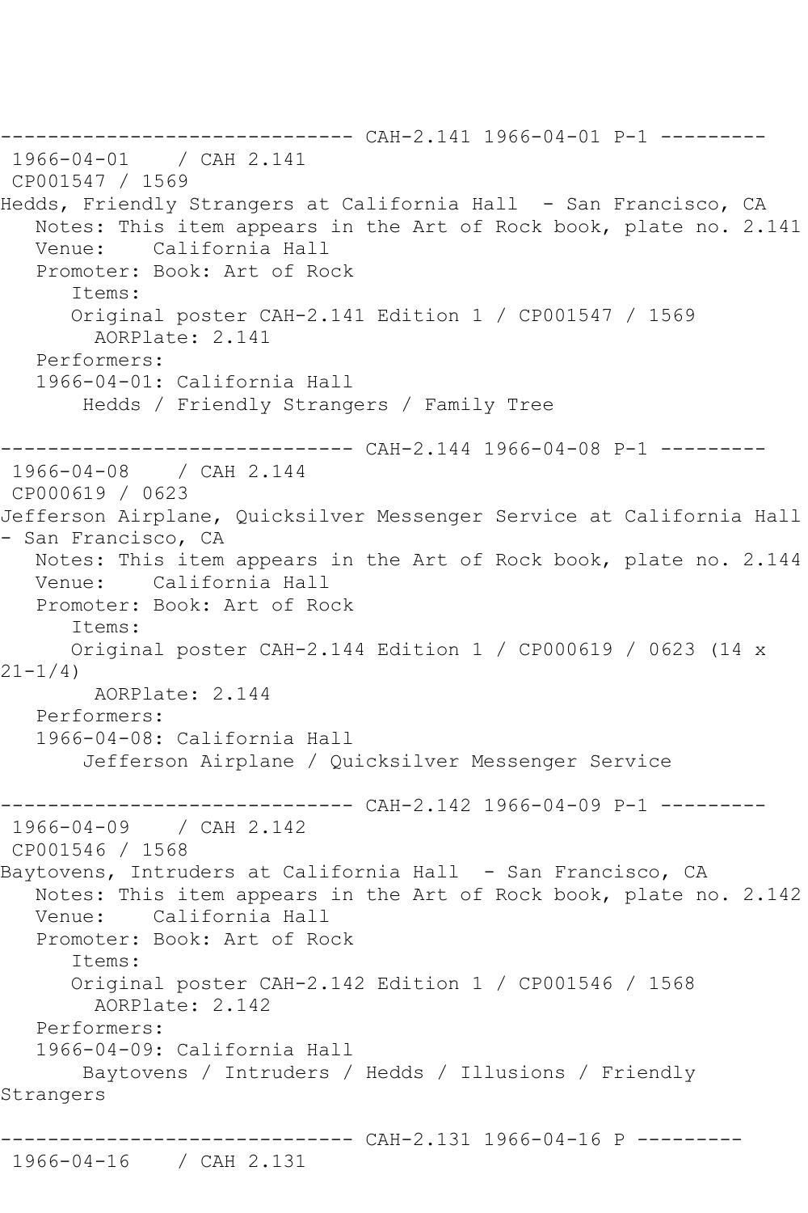------------------------------ CAH-2.141 1966-04-01 P-1 ---------
1966-04-01 / CAH 2.141
CP001547 / 1569
Hedds, Friendly Strangers at California Hall - San Francisco, CA
Notes: This item appears in the Art of Rock book, plate no. 2.141
Venue: California Hall
Promoter: Book: Art of Rock
Items:
Original poster CAH-2.141 Edition 1 / CP001547 / 1569
AORPlate: 2.141
Performers:
1966-04-01: California Hall
Hedds / Friendly Strangers / Family Tree

------------------------------ CAH-2.144 1966-04-08 P-1 ---------
1966-04-08 / CAH 2.144
CP000619 / 0623
Jefferson Airplane, Quicksilver Messenger Service at California Hall - San Francisco, CA
Notes: This item appears in the Art of Rock book, plate no. 2.144
Venue: California Hall
Promoter: Book: Art of Rock
Items:
Original poster CAH-2.144 Edition 1 / CP000619 / 0623 (14 x 21-1/4)
AORPlate: 2.144
Performers:
1966-04-08: California Hall
Jefferson Airplane / Quicksilver Messenger Service

------------------------------ CAH-2.142 1966-04-09 P-1 ---------
1966-04-09 / CAH 2.142
CP001546 / 1568
Baytovens, Intruders at California Hall - San Francisco, CA
Notes: This item appears in the Art of Rock book, plate no. 2.142
Venue: California Hall
Promoter: Book: Art of Rock
Items:
Original poster CAH-2.142 Edition 1 / CP001546 / 1568
AORPlate: 2.142
Performers:
1966-04-09: California Hall
Baytovens / Intruders / Hedds / Illusions / Friendly Strangers

------------------------------ CAH-2.131 1966-04-16 P ---------
1966-04-16 / CAH 2.131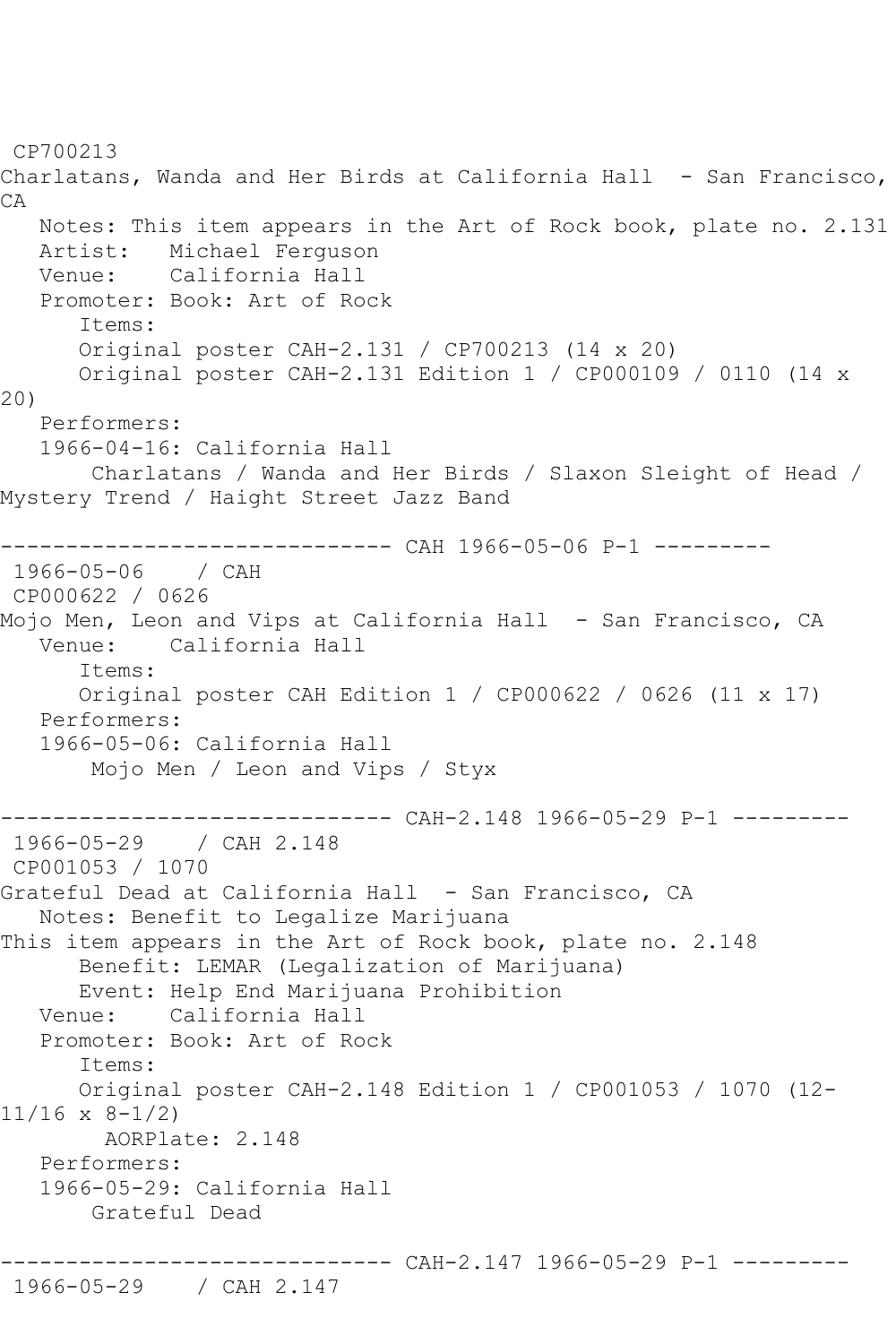CP700213
Charlatans, Wanda and Her Birds at California Hall - San Francisco, CA
   Notes: This item appears in the Art of Rock book, plate no. 2.131
   Artist: Michael Ferguson
   Venue: California Hall
   Promoter: Book: Art of Rock
      Items:
      Original poster CAH-2.131 / CP700213 (14 x 20)
      Original poster CAH-2.131 Edition 1 / CP000109 / 0110 (14 x 20)
   Performers:
   1966-04-16: California Hall
       Charlatans / Wanda and Her Birds / Slaxon Sleight of Head / Mystery Trend / Haight Street Jazz Band

------------------------------ CAH 1966-05-06 P-1 ---------
 1966-05-06 / CAH
 CP000622 / 0626
Mojo Men, Leon and Vips at California Hall - San Francisco, CA
   Venue: California Hall
      Items:
      Original poster CAH Edition 1 / CP000622 / 0626 (11 x 17)
   Performers:
   1966-05-06: California Hall
       Mojo Men / Leon and Vips / Styx

------------------------------ CAH-2.148 1966-05-29 P-1 ---------
 1966-05-29 / CAH 2.148
 CP001053 / 1070
Grateful Dead at California Hall - San Francisco, CA
   Notes: Benefit to Legalize Marijuana
This item appears in the Art of Rock book, plate no. 2.148
      Benefit: LEMAR (Legalization of Marijuana)
      Event: Help End Marijuana Prohibition
   Venue: California Hall
   Promoter: Book: Art of Rock
      Items:
      Original poster CAH-2.148 Edition 1 / CP001053 / 1070 (12-11/16 x 8-1/2)
        AORPlate: 2.148
   Performers:
   1966-05-29: California Hall
       Grateful Dead

------------------------------ CAH-2.147 1966-05-29 P-1 ---------
 1966-05-29 / CAH 2.147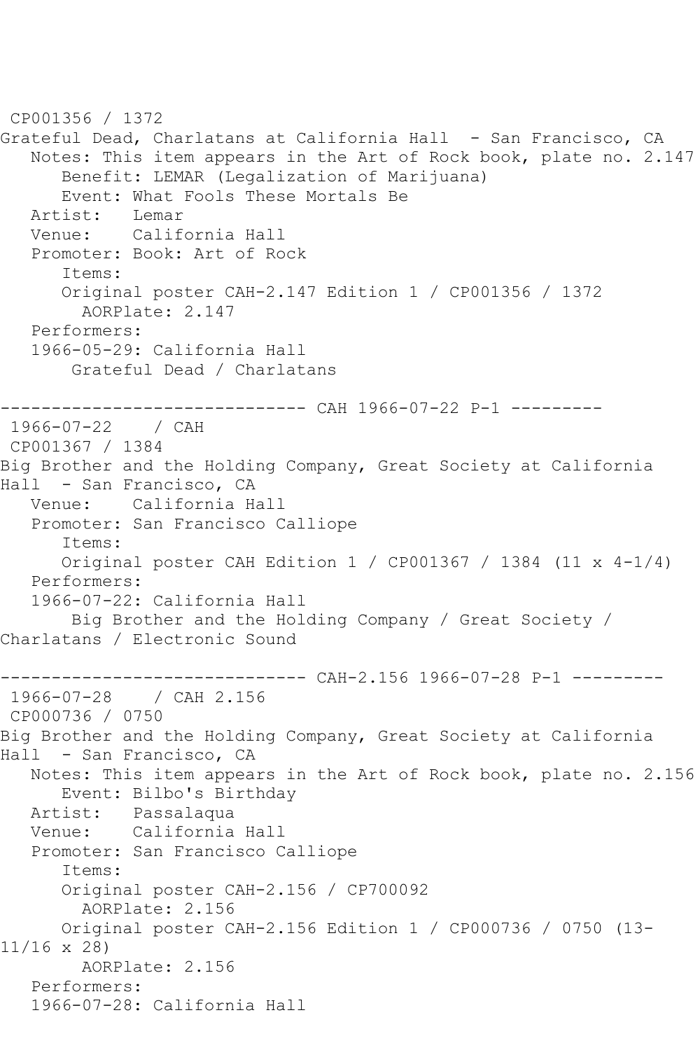CP001356 / 1372
Grateful Dead, Charlatans at California Hall - San Francisco, CA
Notes: This item appears in the Art of Rock book, plate no. 2.147
Benefit: LEMAR (Legalization of Marijuana)
Event: What Fools These Mortals Be
Artist: Lemar
Venue: California Hall
Promoter: Book: Art of Rock
Items:
Original poster CAH-2.147 Edition 1 / CP001356 / 1372
AORPlate: 2.147
Performers:
1966-05-29: California Hall
Grateful Dead / Charlatans

------------------------------ CAH 1966-07-22 P-1 ---------
1966-07-22 / CAH
CP001367 / 1384
Big Brother and the Holding Company, Great Society at California Hall - San Francisco, CA
Venue: California Hall
Promoter: San Francisco Calliope
Items:
Original poster CAH Edition 1 / CP001367 / 1384 (11 x 4-1/4)
Performers:
1966-07-22: California Hall
Big Brother and the Holding Company / Great Society / Charlatans / Electronic Sound

------------------------------ CAH-2.156 1966-07-28 P-1 ---------
1966-07-28 / CAH 2.156
CP000736 / 0750
Big Brother and the Holding Company, Great Society at California Hall - San Francisco, CA
Notes: This item appears in the Art of Rock book, plate no. 2.156
Event: Bilbo's Birthday
Artist: Passalaqua
Venue: California Hall
Promoter: San Francisco Calliope
Items:
Original poster CAH-2.156 / CP700092
AORPlate: 2.156
Original poster CAH-2.156 Edition 1 / CP000736 / 0750 (13-11/16 x 28)
AORPlate: 2.156
Performers:
1966-07-28: California Hall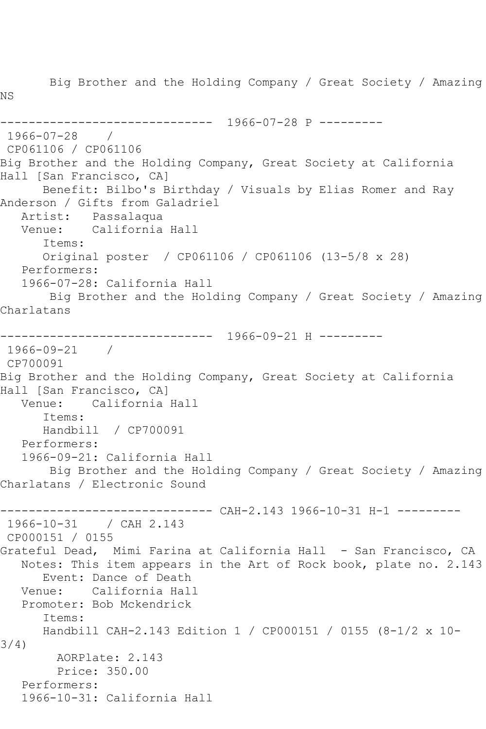Big Brother and the Holding Company / Great Society / Amazing NS

------------------------------ 1966-07-28 P ---------

1966-07-28 /
CP061106 / CP061106
Big Brother and the Holding Company, Great Society at California Hall [San Francisco, CA]
Benefit: Bilbo's Birthday / Visuals by Elias Romer and Ray Anderson / Gifts from Galadriel
Artist: Passalaqua
Venue: California Hall
Items:
Original poster / CP061106 / CP061106 (13-5/8 x 28)
Performers:
1966-07-28: California Hall
Big Brother and the Holding Company / Great Society / Amazing Charlatans

------------------------------ 1966-09-21 H ---------

1966-09-21 /
CP700091
Big Brother and the Holding Company, Great Society at California Hall [San Francisco, CA]
Venue: California Hall
Items:
Handbill / CP700091
Performers:
1966-09-21: California Hall
Big Brother and the Holding Company / Great Society / Amazing Charlatans / Electronic Sound

------------------------------ CAH-2.143 1966-10-31 H-1 ---------

1966-10-31 / CAH 2.143
CP000151 / 0155
Grateful Dead, Mimi Farina at California Hall - San Francisco, CA
Notes: This item appears in the Art of Rock book, plate no. 2.143
Event: Dance of Death
Venue: California Hall
Promoter: Bob Mckendrick
Items:
Handbill CAH-2.143 Edition 1 / CP000151 / 0155 (8-1/2 x 10-3/4)
AORPlate: 2.143
Price: 350.00
Performers:
1966-10-31: California Hall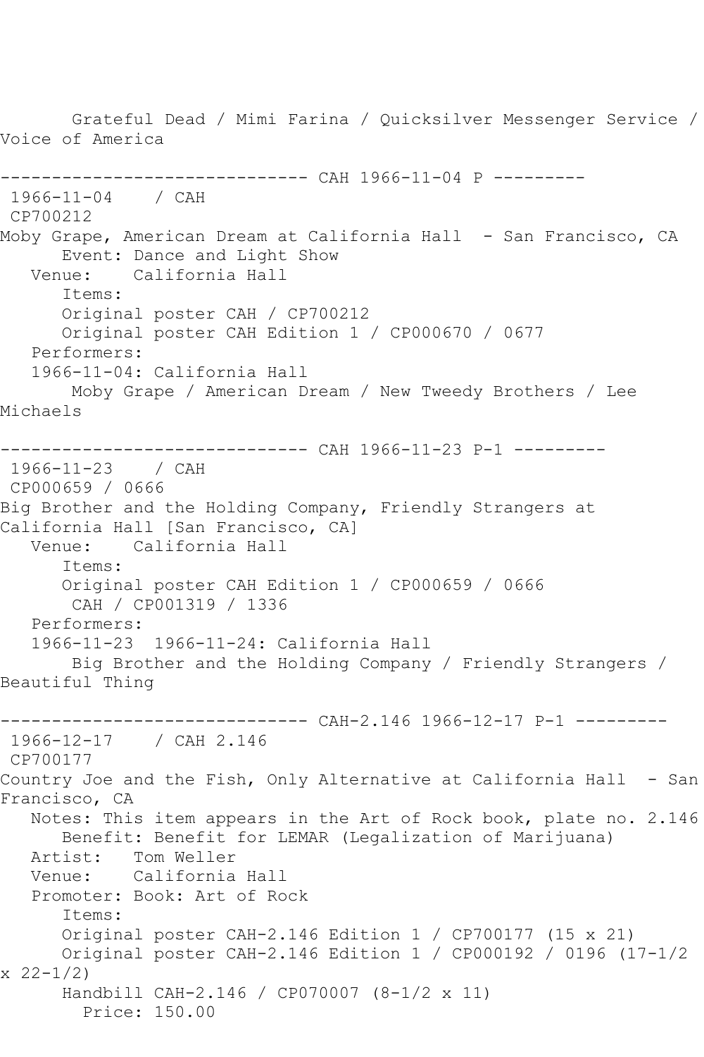Grateful Dead / Mimi Farina / Quicksilver Messenger Service / Voice of America

------------------------------ CAH 1966-11-04 P ---------

1966-11-04 / CAH

CP700212

Moby Grape, American Dream at California Hall - San Francisco, CA

Event: Dance and Light Show

Venue: California Hall

Items:

Original poster CAH / CP700212

Original poster CAH Edition 1 / CP000670 / 0677

Performers:

1966-11-04: California Hall

Moby Grape / American Dream / New Tweedy Brothers / Lee Michaels

------------------------------ CAH 1966-11-23 P-1 ---------

1966-11-23 / CAH

CP000659 / 0666

Big Brother and the Holding Company, Friendly Strangers at California Hall [San Francisco, CA]

Venue: California Hall

Items:

Original poster CAH Edition 1 / CP000659 / 0666

CAH / CP001319 / 1336

Performers:

1966-11-23 1966-11-24: California Hall

Big Brother and the Holding Company / Friendly Strangers / Beautiful Thing

------------------------------ CAH-2.146 1966-12-17 P-1 ---------

1966-12-17 / CAH 2.146

CP700177

Country Joe and the Fish, Only Alternative at California Hall - San Francisco, CA

Notes: This item appears in the Art of Rock book, plate no. 2.146

Benefit: Benefit for LEMAR (Legalization of Marijuana)

Artist: Tom Weller

Venue: California Hall

Promoter: Book: Art of Rock

Items:

Original poster CAH-2.146 Edition 1 / CP700177 (15 x 21)

Original poster CAH-2.146 Edition 1 / CP000192 / 0196 (17-1/2 x 22-1/2)

Handbill CAH-2.146 / CP070007 (8-1/2 x 11)

Price: 150.00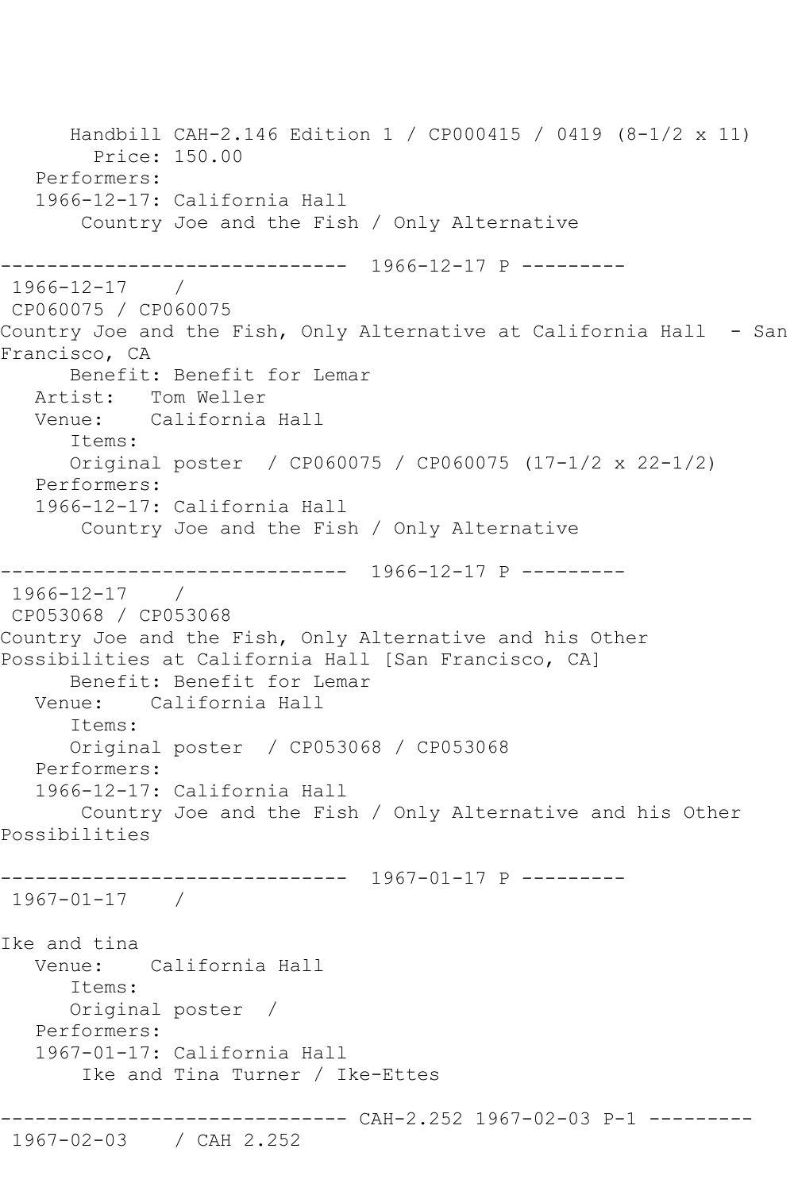Handbill CAH-2.146 Edition 1 / CP000415 / 0419 (8-1/2 x 11)
Price: 150.00
Performers:
1966-12-17: California Hall
Country Joe and the Fish / Only Alternative

------------------------------ 1966-12-17 P ---------
1966-12-17 /
CP060075 / CP060075
Country Joe and the Fish, Only Alternative at California Hall - San Francisco, CA
Benefit: Benefit for Lemar
Artist: Tom Weller
Venue: California Hall
Items:
Original poster / CP060075 / CP060075 (17-1/2 x 22-1/2)
Performers:
1966-12-17: California Hall
Country Joe and the Fish / Only Alternative

------------------------------ 1966-12-17 P ---------
1966-12-17 /
CP053068 / CP053068
Country Joe and the Fish, Only Alternative and his Other Possibilities at California Hall [San Francisco, CA]
Benefit: Benefit for Lemar
Venue: California Hall
Items:
Original poster / CP053068 / CP053068
Performers:
1966-12-17: California Hall
Country Joe and the Fish / Only Alternative and his Other Possibilities

------------------------------ 1967-01-17 P ---------
1967-01-17 /

Ike and tina
Venue: California Hall
Items:
Original poster /
Performers:
1967-01-17: California Hall
Ike and Tina Turner / Ike-Ettes

------------------------------ CAH-2.252 1967-02-03 P-1 ---------
1967-02-03 / CAH 2.252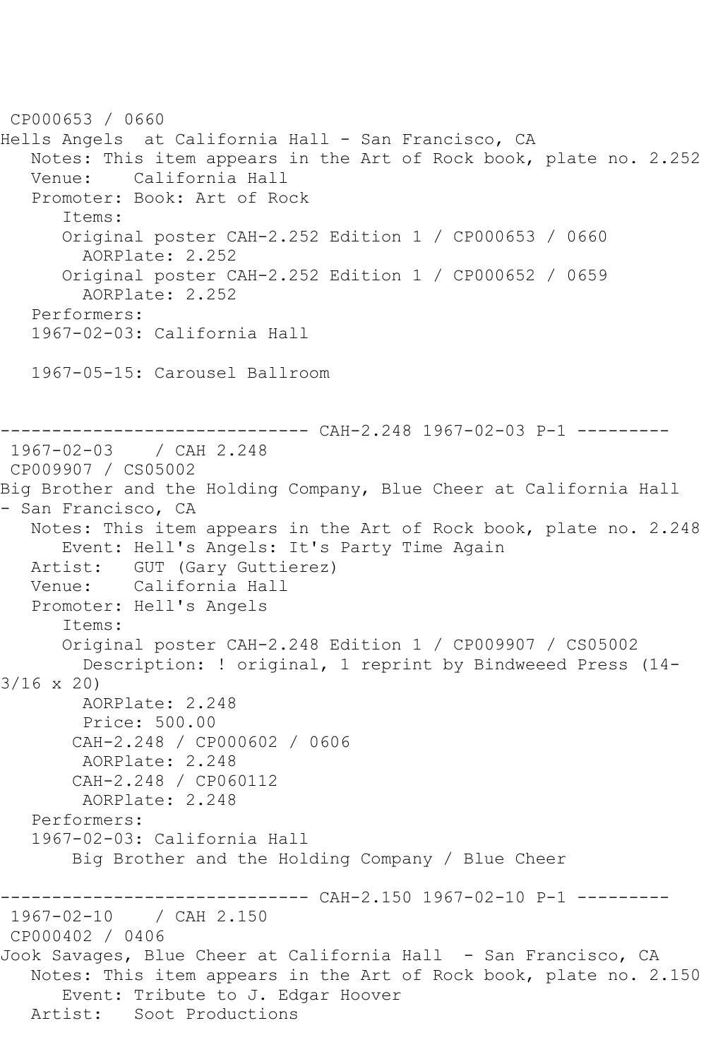CP000653 / 0660
Hells Angels  at California Hall - San Francisco, CA
   Notes: This item appears in the Art of Rock book, plate no. 2.252
   Venue:    California Hall
   Promoter: Book: Art of Rock
      Items:
      Original poster CAH-2.252 Edition 1 / CP000653 / 0660
        AORPlate: 2.252
      Original poster CAH-2.252 Edition 1 / CP000652 / 0659
        AORPlate: 2.252
   Performers:
   1967-02-03: California Hall

   1967-05-15: Carousel Ballroom

------------------------------ CAH-2.248 1967-02-03 P-1 ---------
1967-02-03    / CAH 2.248
CP009907 / CS05002
Big Brother and the Holding Company, Blue Cheer at California Hall - San Francisco, CA
   Notes: This item appears in the Art of Rock book, plate no. 2.248
      Event: Hell's Angels: It's Party Time Again
   Artist:   GUT (Gary Guttierez)
   Venue:    California Hall
   Promoter: Hell's Angels
      Items:
      Original poster CAH-2.248 Edition 1 / CP009907 / CS05002
        Description: ! original, 1 reprint by Bindweeed Press (14-3/16 x 20)
        AORPlate: 2.248
        Price: 500.00
       CAH-2.248 / CP000602 / 0606
        AORPlate: 2.248
       CAH-2.248 / CP060112
        AORPlate: 2.248
   Performers:
   1967-02-03: California Hall
       Big Brother and the Holding Company / Blue Cheer

------------------------------ CAH-2.150 1967-02-10 P-1 ---------
1967-02-10    / CAH 2.150
CP000402 / 0406
Jook Savages, Blue Cheer at California Hall  - San Francisco, CA
   Notes: This item appears in the Art of Rock book, plate no. 2.150
      Event: Tribute to J. Edgar Hoover
   Artist:   Soot Productions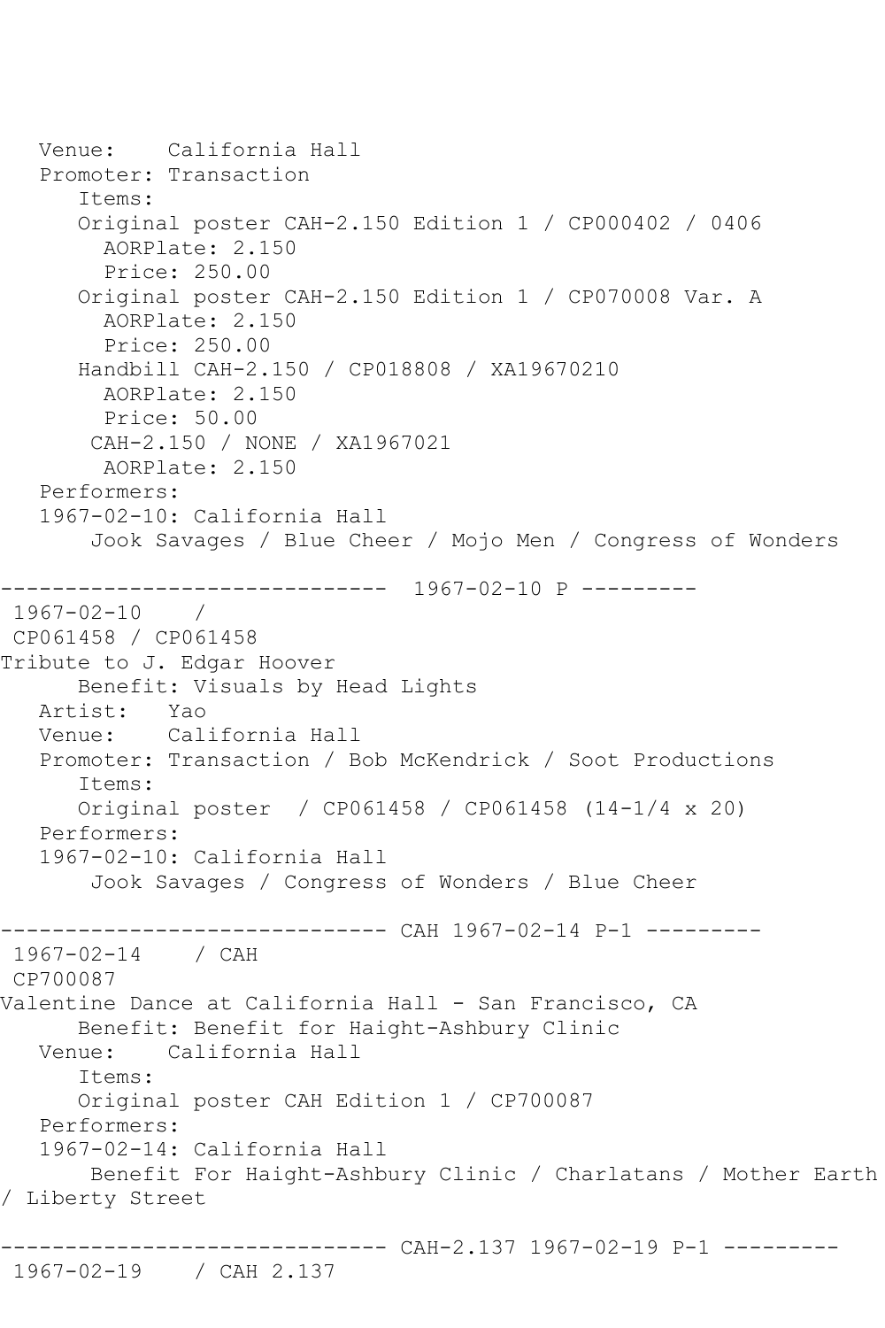```
   Venue:    California Hall
   Promoter: Transaction
      Items:
      Original poster CAH-2.150 Edition 1 / CP000402 / 0406
        AORPlate: 2.150 
        Price: 250.00
      Original poster CAH-2.150 Edition 1 / CP070008 Var. A
        AORPlate: 2.150 
        Price: 250.00
      Handbill CAH-2.150 / CP018808 / XA19670210
        AORPlate: 2.150 
        Price: 50.00
       CAH-2.150 / NONE / XA1967021
        AORPlate: 2.150 
   Performers:
   1967-02-10: California Hall
       Jook Savages / Blue Cheer / Mojo Men / Congress of Wonders

------------------------------  1967-02-10 P ---------
 1967-02-10    / 
 CP061458 / CP061458
Tribute to J. Edgar Hoover
      Benefit: Visuals by Head Lights
   Artist:   Yao
   Venue:    California Hall
   Promoter: Transaction / Bob McKendrick / Soot Productions
      Items:
      Original poster  / CP061458 / CP061458 (14-1/4 x 20)
   Performers:
   1967-02-10: California Hall
       Jook Savages / Congress of Wonders / Blue Cheer

------------------------------ CAH 1967-02-14 P-1 ---------
 1967-02-14    / CAH 
 CP700087
Valentine Dance at California Hall - San Francisco, CA
      Benefit: Benefit for Haight-Ashbury Clinic
   Venue:    California Hall
      Items:
      Original poster CAH Edition 1 / CP700087
   Performers:
   1967-02-14: California Hall
       Benefit For Haight-Ashbury Clinic / Charlatans / Mother Earth 
/ Liberty Street

------------------------------ CAH-2.137 1967-02-19 P-1 ---------
 1967-02-19    / CAH 2.137
```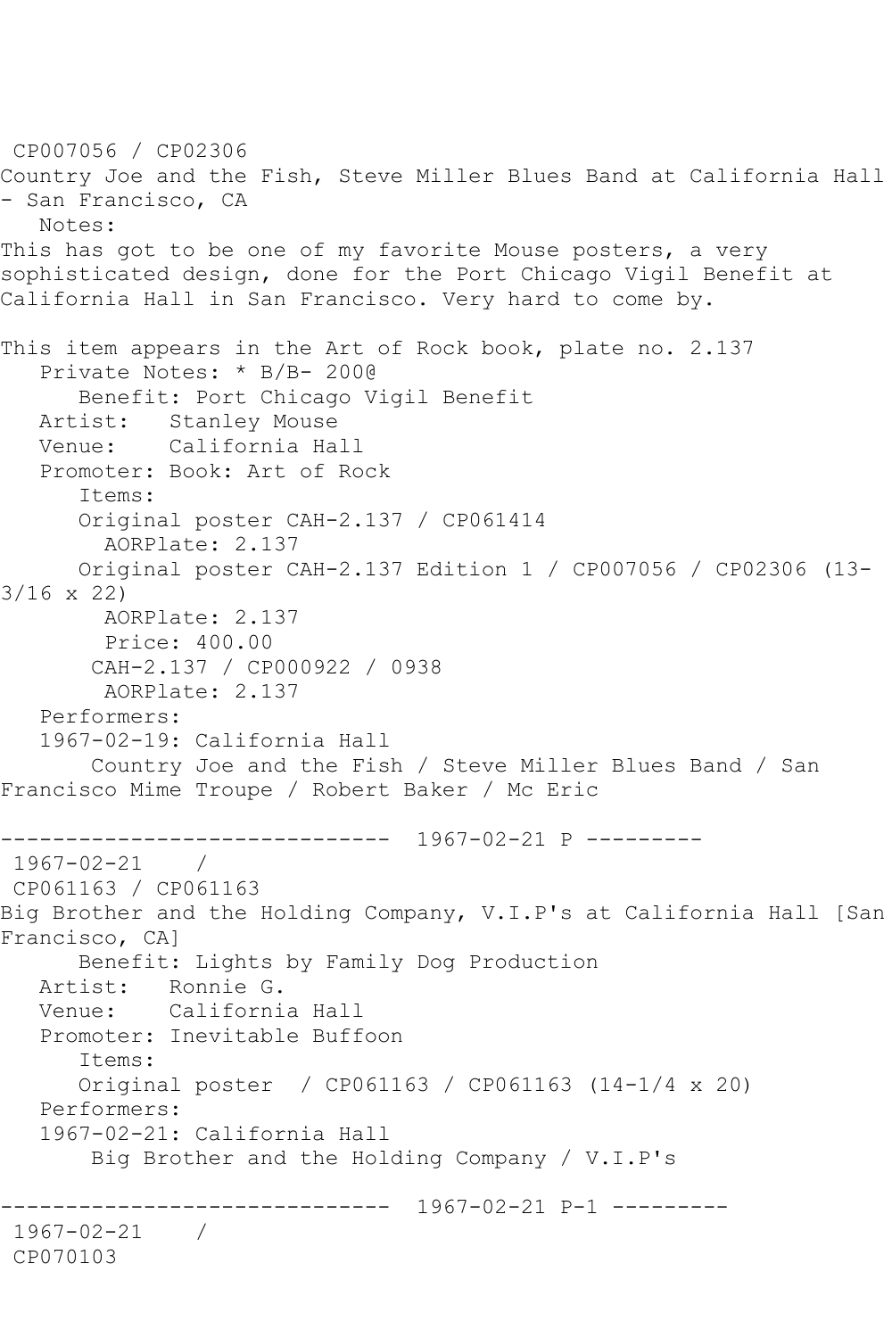CP007056 / CP02306
Country Joe and the Fish, Steve Miller Blues Band at California Hall - San Francisco, CA
   Notes:
This has got to be one of my favorite Mouse posters, a very sophisticated design, done for the Port Chicago Vigil Benefit at California Hall in San Francisco. Very hard to come by.

This item appears in the Art of Rock book, plate no. 2.137
   Private Notes: * B/B- 200@
      Benefit: Port Chicago Vigil Benefit
   Artist:   Stanley Mouse
   Venue:    California Hall
   Promoter: Book: Art of Rock
      Items:
      Original poster CAH-2.137 / CP061414
        AORPlate: 2.137
      Original poster CAH-2.137 Edition 1 / CP007056 / CP02306 (13-3/16 x 22)
        AORPlate: 2.137
        Price: 400.00
       CAH-2.137 / CP000922 / 0938
        AORPlate: 2.137
   Performers:
   1967-02-19: California Hall
       Country Joe and the Fish / Steve Miller Blues Band / San Francisco Mime Troupe / Robert Baker / Mc Eric

------------------------------  1967-02-21 P ---------
1967-02-21    /
CP061163 / CP061163
Big Brother and the Holding Company, V.I.P's at California Hall [San Francisco, CA]
      Benefit: Lights by Family Dog Production
   Artist:   Ronnie G.
   Venue:    California Hall
   Promoter: Inevitable Buffoon
      Items:
      Original poster  / CP061163 / CP061163 (14-1/4 x 20)
   Performers:
   1967-02-21: California Hall
       Big Brother and the Holding Company / V.I.P's

------------------------------  1967-02-21 P-1 ---------
1967-02-21    /
CP070103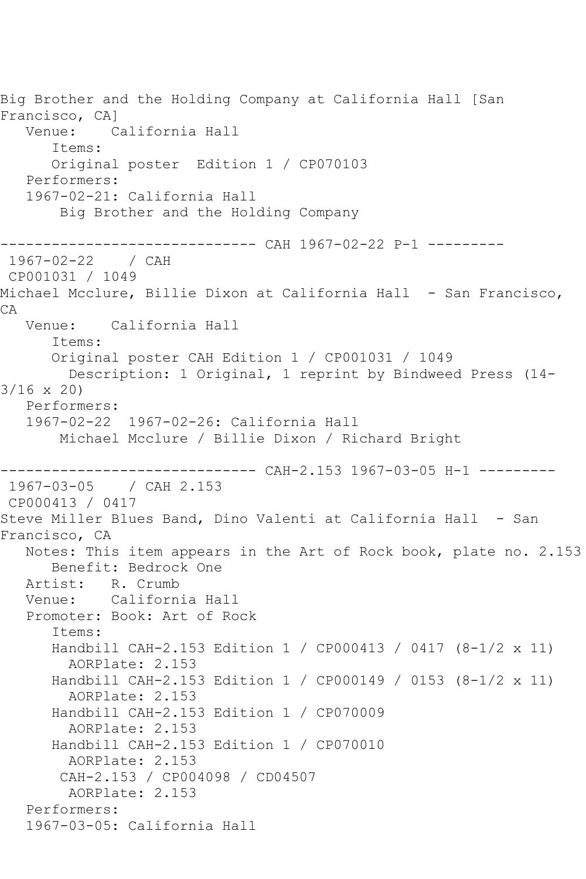Big Brother and the Holding Company at California Hall [San Francisco, CA]
   Venue:    California Hall
      Items:
      Original poster  Edition 1 / CP070103
   Performers:
   1967-02-21: California Hall
       Big Brother and the Holding Company

------------------------------ CAH 1967-02-22 P-1 ---------
 1967-02-22    / CAH
 CP001031 / 1049
Michael Mcclure, Billie Dixon at California Hall  - San Francisco, CA
   Venue:    California Hall
      Items:
      Original poster CAH Edition 1 / CP001031 / 1049
        Description: 1 Original, 1 reprint by Bindweed Press (14-3/16 x 20)
   Performers:
   1967-02-22  1967-02-26: California Hall
       Michael Mcclure / Billie Dixon / Richard Bright

------------------------------ CAH-2.153 1967-03-05 H-1 ---------
 1967-03-05    / CAH 2.153
 CP000413 / 0417
Steve Miller Blues Band, Dino Valenti at California Hall  - San Francisco, CA
   Notes: This item appears in the Art of Rock book, plate no. 2.153
      Benefit: Bedrock One
   Artist:   R. Crumb
   Venue:    California Hall
   Promoter: Book: Art of Rock
      Items:
      Handbill CAH-2.153 Edition 1 / CP000413 / 0417 (8-1/2 x 11)
        AORPlate: 2.153
      Handbill CAH-2.153 Edition 1 / CP000149 / 0153 (8-1/2 x 11)
        AORPlate: 2.153
      Handbill CAH-2.153 Edition 1 / CP070009
        AORPlate: 2.153
      Handbill CAH-2.153 Edition 1 / CP070010
        AORPlate: 2.153
       CAH-2.153 / CP004098 / CD04507
        AORPlate: 2.153
   Performers:
   1967-03-05: California Hall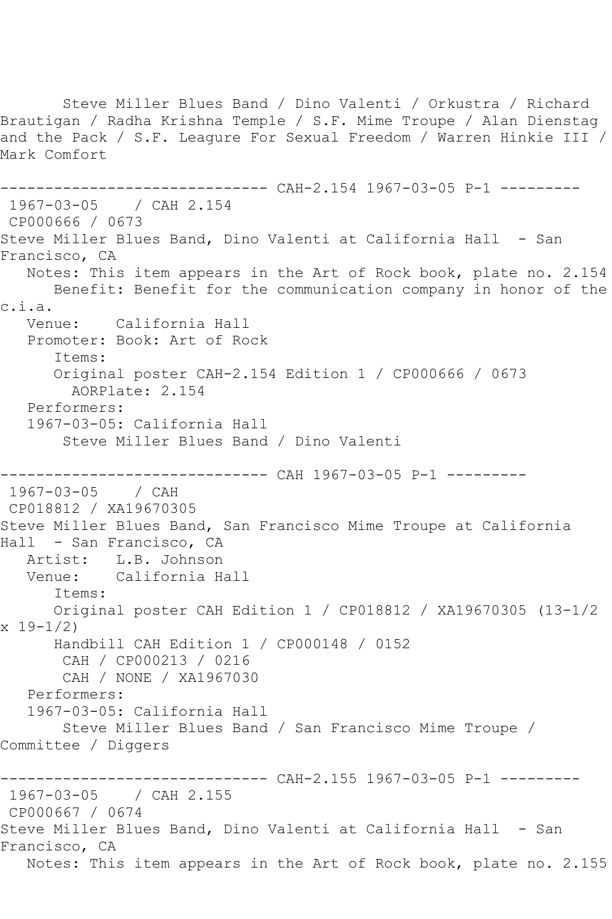Steve Miller Blues Band / Dino Valenti / Orkustra / Richard Brautigan / Radha Krishna Temple / S.F. Mime Troupe / Alan Dienstag and the Pack / S.F. League For Sexual Freedom / Warren Hinkie III / Mark Comfort

------------------------------ CAH-2.154 1967-03-05 P-1 ---------

1967-03-05 / CAH 2.154
CP000666 / 0673
Steve Miller Blues Band, Dino Valenti at California Hall - San Francisco, CA
Notes: This item appears in the Art of Rock book, plate no. 2.154
Benefit: Benefit for the communication company in honor of the c.i.a.
Venue: California Hall
Promoter: Book: Art of Rock
Items:
Original poster CAH-2.154 Edition 1 / CP000666 / 0673
AORPlate: 2.154
Performers:
1967-03-05: California Hall
Steve Miller Blues Band / Dino Valenti

------------------------------ CAH 1967-03-05 P-1 ---------

1967-03-05 / CAH
CP018812 / XA19670305
Steve Miller Blues Band, San Francisco Mime Troupe at California Hall - San Francisco, CA
Artist: L.B. Johnson
Venue: California Hall
Items:
Original poster CAH Edition 1 / CP018812 / XA19670305 (13-1/2 x 19-1/2)
Handbill CAH Edition 1 / CP000148 / 0152
CAH / CP000213 / 0216
CAH / NONE / XA1967030
Performers:
1967-03-05: California Hall
Steve Miller Blues Band / San Francisco Mime Troupe / Committee / Diggers

------------------------------ CAH-2.155 1967-03-05 P-1 ---------

1967-03-05 / CAH 2.155
CP000667 / 0674
Steve Miller Blues Band, Dino Valenti at California Hall - San Francisco, CA
Notes: This item appears in the Art of Rock book, plate no. 2.155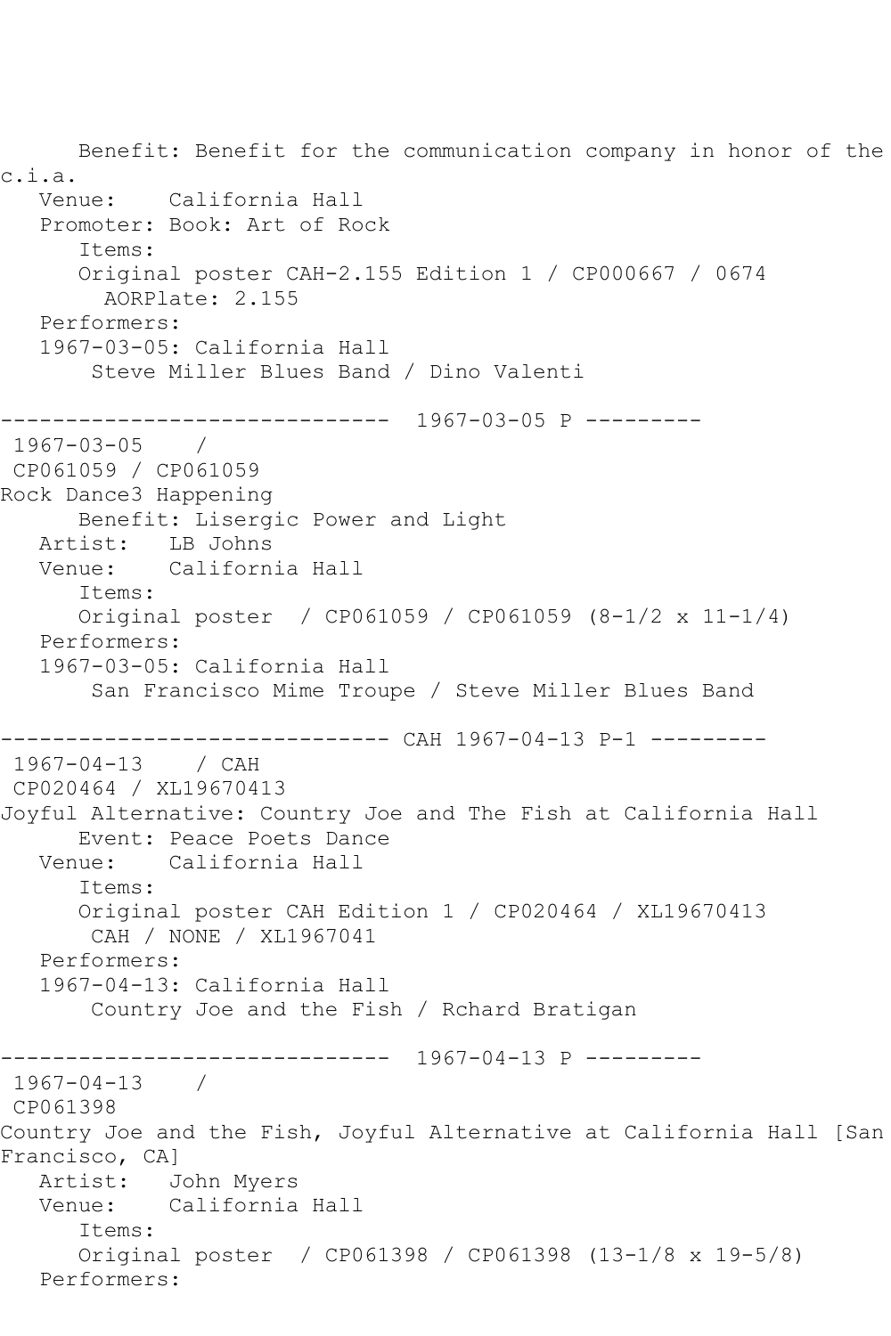```
      Benefit: Benefit for the communication company in honor of the
c.i.a.
   Venue:    California Hall
   Promoter: Book: Art of Rock
      Items:
      Original poster CAH-2.155 Edition 1 / CP000667 / 0674
        AORPlate: 2.155
   Performers:
   1967-03-05: California Hall
       Steve Miller Blues Band / Dino Valenti

------------------------------  1967-03-05 P ---------
 1967-03-05    /
 CP061059 / CP061059
Rock Dance3 Happening
      Benefit: Lisergic Power and Light
   Artist:   LB Johns
   Venue:    California Hall
      Items:
      Original poster  / CP061059 / CP061059 (8-1/2 x 11-1/4)
   Performers:
   1967-03-05: California Hall
       San Francisco Mime Troupe / Steve Miller Blues Band

------------------------------ CAH 1967-04-13 P-1 ---------
 1967-04-13    / CAH
 CP020464 / XL19670413
Joyful Alternative: Country Joe and The Fish at California Hall
      Event: Peace Poets Dance
   Venue:    California Hall
      Items:
      Original poster CAH Edition 1 / CP020464 / XL19670413
       CAH / NONE / XL1967041
   Performers:
   1967-04-13: California Hall
       Country Joe and the Fish / Rchard Bratigan

------------------------------  1967-04-13 P ---------
 1967-04-13    /
 CP061398
Country Joe and the Fish, Joyful Alternative at California Hall [San
Francisco, CA]
   Artist:   John Myers
   Venue:    California Hall
      Items:
      Original poster  / CP061398 / CP061398 (13-1/8 x 19-5/8)
   Performers:
```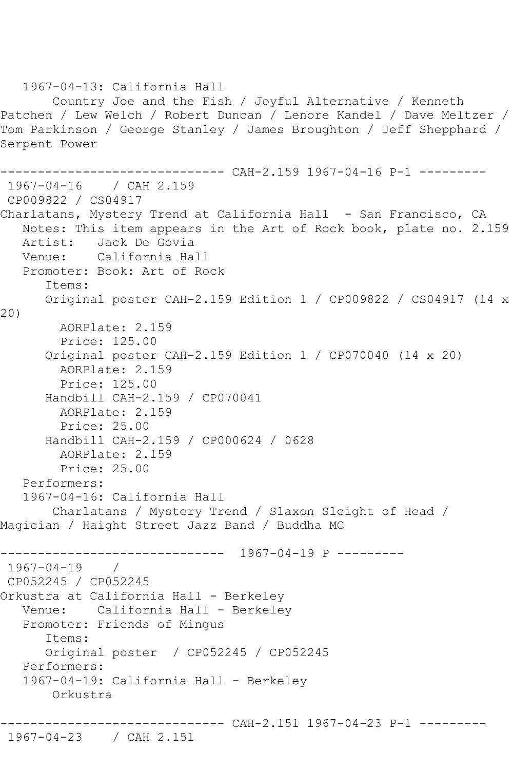1967-04-13: California Hall
Country Joe and the Fish / Joyful Alternative / Kenneth Patchen / Lew Welch / Robert Duncan / Lenore Kandel / Dave Meltzer / Tom Parkinson / George Stanley / James Broughton / Jeff Shepphard / Serpent Power

------------------------------ CAH-2.159 1967-04-16 P-1 ---------

1967-04-16 / CAH 2.159
CP009822 / CS04917
Charlatans, Mystery Trend at California Hall - San Francisco, CA
Notes: This item appears in the Art of Rock book, plate no. 2.159
Artist: Jack De Govia
Venue: California Hall
Promoter: Book: Art of Rock
Items:
Original poster CAH-2.159 Edition 1 / CP009822 / CS04917 (14 x 20)
AORPlate: 2.159
Price: 125.00
Original poster CAH-2.159 Edition 1 / CP070040 (14 x 20)
AORPlate: 2.159
Price: 125.00
Handbill CAH-2.159 / CP070041
AORPlate: 2.159
Price: 25.00
Handbill CAH-2.159 / CP000624 / 0628
AORPlate: 2.159
Price: 25.00
Performers:
1967-04-16: California Hall
Charlatans / Mystery Trend / Slaxon Sleight of Head / Magician / Haight Street Jazz Band / Buddha MC

------------------------------ 1967-04-19 P ---------

1967-04-19 /
CP052245 / CP052245
Orkustra at California Hall - Berkeley
Venue: California Hall - Berkeley
Promoter: Friends of Mingus
Items:
Original poster / CP052245 / CP052245
Performers:
1967-04-19: California Hall - Berkeley
Orkustra

------------------------------ CAH-2.151 1967-04-23 P-1 ---------

1967-04-23 / CAH 2.151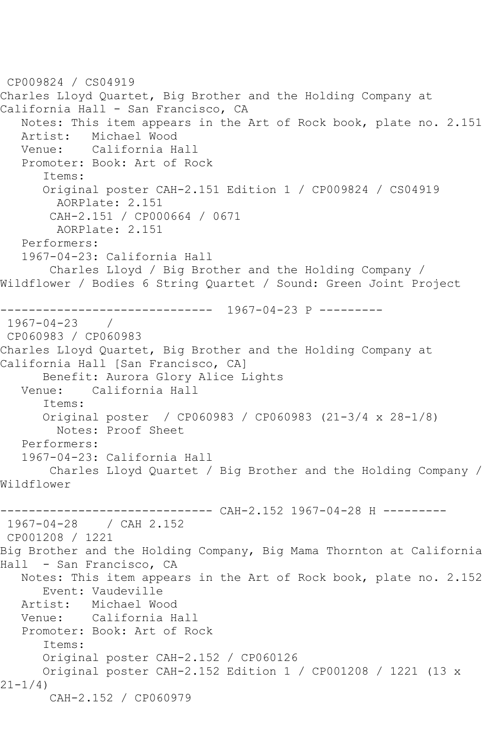CP009824 / CS04919
Charles Lloyd Quartet, Big Brother and the Holding Company at California Hall - San Francisco, CA
   Notes: This item appears in the Art of Rock book, plate no. 2.151
   Artist:   Michael Wood
   Venue:    California Hall
   Promoter: Book: Art of Rock
      Items:
      Original poster CAH-2.151 Edition 1 / CP009824 / CS04919
        AORPlate: 2.151
       CAH-2.151 / CP000664 / 0671
        AORPlate: 2.151
   Performers:
   1967-04-23: California Hall
       Charles Lloyd / Big Brother and the Holding Company / Wildflower / Bodies 6 String Quartet / Sound: Green Joint Project

------------------------------  1967-04-23 P ---------
 1967-04-23    /
 CP060983 / CP060983
Charles Lloyd Quartet, Big Brother and the Holding Company at California Hall [San Francisco, CA]
      Benefit: Aurora Glory Alice Lights
   Venue:    California Hall
      Items:
      Original poster  / CP060983 / CP060983 (21-3/4 x 28-1/8)
        Notes: Proof Sheet
   Performers:
   1967-04-23: California Hall
       Charles Lloyd Quartet / Big Brother and the Holding Company / Wildflower

------------------------------ CAH-2.152 1967-04-28 H ---------
 1967-04-28    / CAH 2.152
 CP001208 / 1221
Big Brother and the Holding Company, Big Mama Thornton at California Hall  - San Francisco, CA
   Notes: This item appears in the Art of Rock book, plate no. 2.152
      Event: Vaudeville
   Artist:   Michael Wood
   Venue:    California Hall
   Promoter: Book: Art of Rock
      Items:
      Original poster CAH-2.152 / CP060126
      Original poster CAH-2.152 Edition 1 / CP001208 / 1221 (13 x 21-1/4)
       CAH-2.152 / CP060979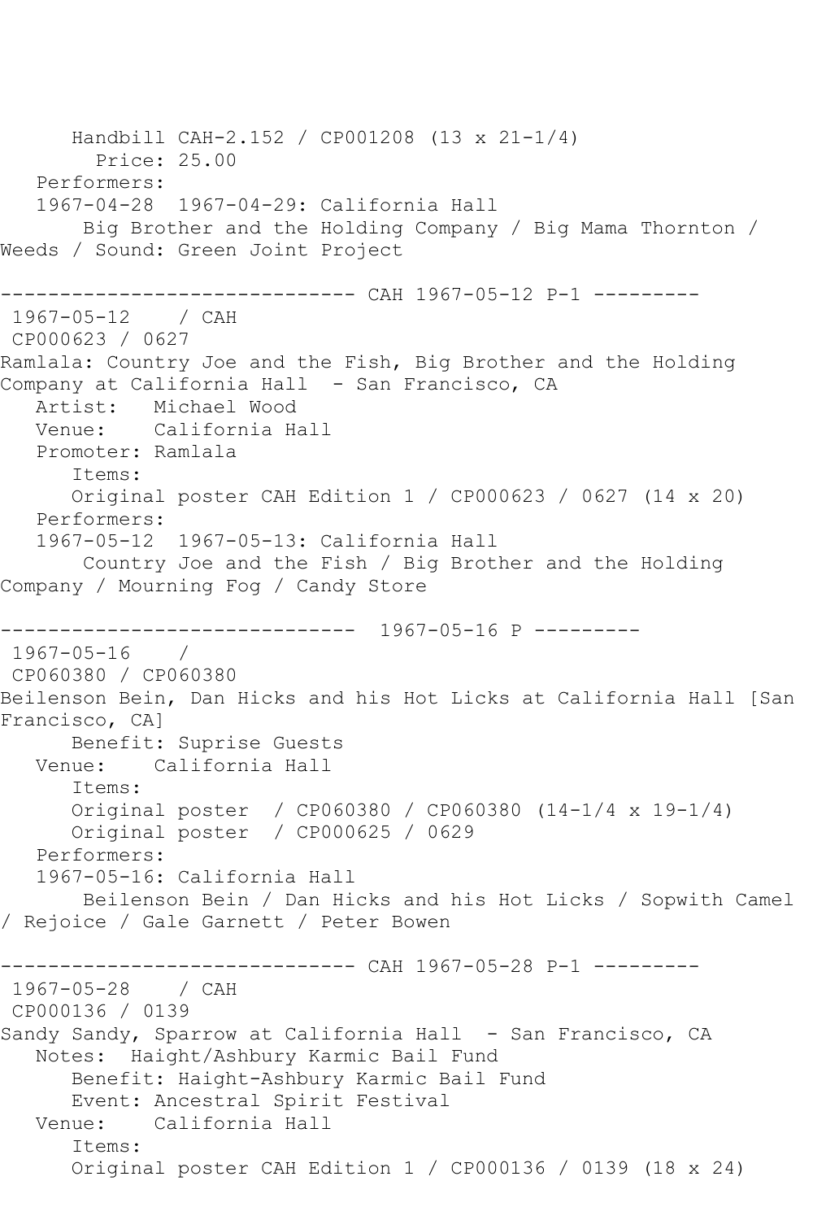```
      Handbill CAH-2.152 / CP001208 (13 x 21-1/4)
        Price: 25.00
   Performers:
   1967-04-28  1967-04-29: California Hall
       Big Brother and the Holding Company / Big Mama Thornton /
Weeds / Sound: Green Joint Project

------------------------------ CAH 1967-05-12 P-1 ---------
 1967-05-12    / CAH
 CP000623 / 0627
Ramlala: Country Joe and the Fish, Big Brother and the Holding
Company at California Hall  - San Francisco, CA
   Artist:   Michael Wood
   Venue:    California Hall
   Promoter: Ramlala
      Items:
      Original poster CAH Edition 1 / CP000623 / 0627 (14 x 20)
   Performers:
   1967-05-12  1967-05-13: California Hall
       Country Joe and the Fish / Big Brother and the Holding
Company / Mourning Fog / Candy Store

------------------------------  1967-05-16 P ---------
 1967-05-16    /
 CP060380 / CP060380
Beilenson Bein, Dan Hicks and his Hot Licks at California Hall [San
Francisco, CA]
      Benefit: Suprise Guests
   Venue:    California Hall
      Items:
      Original poster  / CP060380 / CP060380 (14-1/4 x 19-1/4)
      Original poster  / CP000625 / 0629
   Performers:
   1967-05-16: California Hall
       Beilenson Bein / Dan Hicks and his Hot Licks / Sopwith Camel
/ Rejoice / Gale Garnett / Peter Bowen

------------------------------ CAH 1967-05-28 P-1 ---------
 1967-05-28    / CAH
 CP000136 / 0139
Sandy Sandy, Sparrow at California Hall  - San Francisco, CA
   Notes:  Haight/Ashbury Karmic Bail Fund
      Benefit: Haight-Ashbury Karmic Bail Fund
      Event: Ancestral Spirit Festival
   Venue:    California Hall
      Items:
      Original poster CAH Edition 1 / CP000136 / 0139 (18 x 24)
```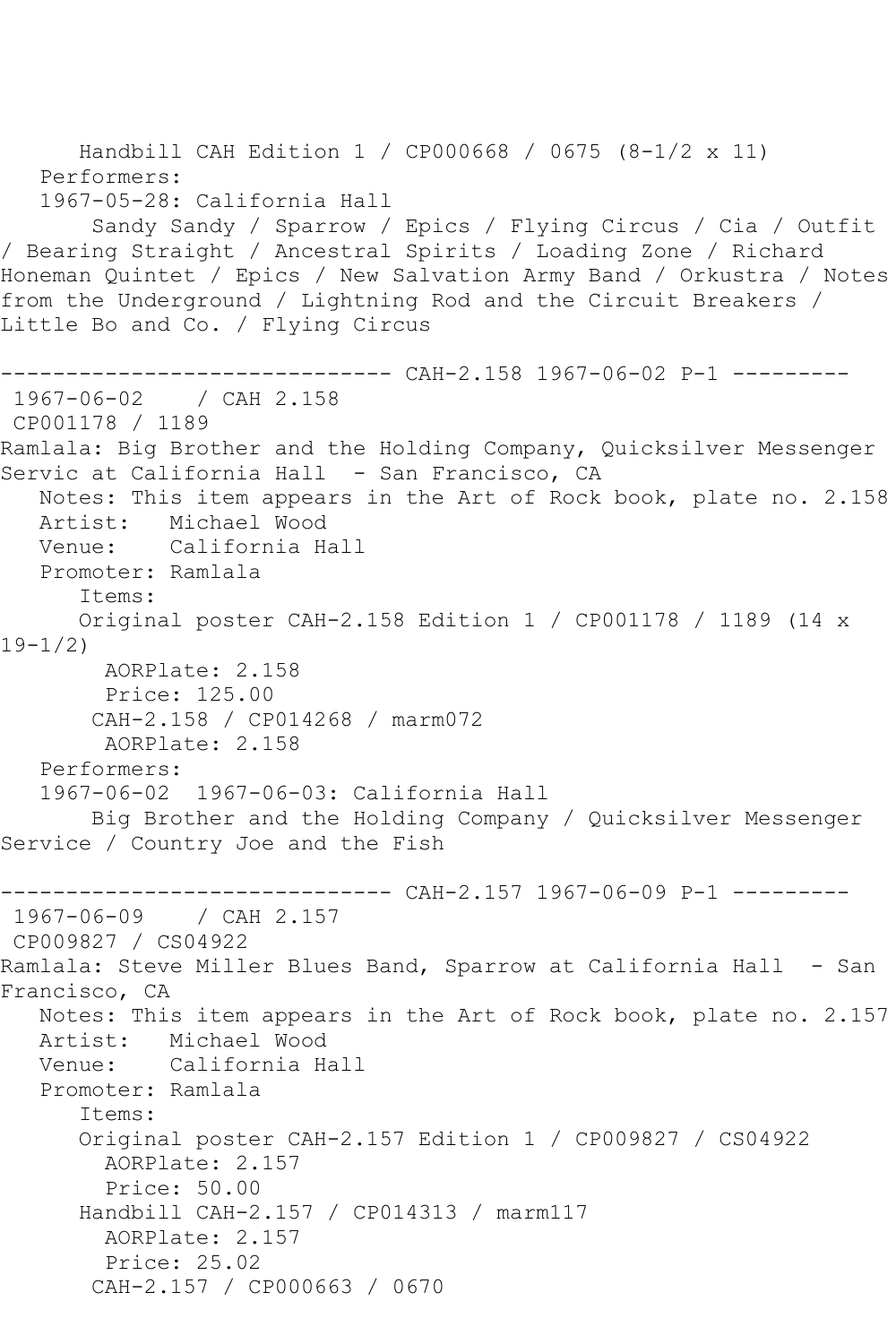Handbill CAH Edition 1 / CP000668 / 0675 (8-1/2 x 11)

Performers:

1967-05-28: California Hall

Sandy Sandy / Sparrow / Epics / Flying Circus / Cia / Outfit / Bearing Straight / Ancestral Spirits / Loading Zone / Richard Honeman Quintet / Epics / New Salvation Army Band / Orkustra / Notes from the Underground / Lightning Rod and the Circuit Breakers / Little Bo and Co. / Flying Circus

------------------------------ CAH-2.158 1967-06-02 P-1 ---------

1967-06-02 / CAH 2.158

CP001178 / 1189

Ramlala: Big Brother and the Holding Company, Quicksilver Messenger Servic at California Hall - San Francisco, CA

Notes: This item appears in the Art of Rock book, plate no. 2.158

Artist: Michael Wood

Venue: California Hall

Promoter: Ramlala

Items:

Original poster CAH-2.158 Edition 1 / CP001178 / 1189 (14 x 19-1/2)

AORPlate: 2.158

Price: 125.00

CAH-2.158 / CP014268 / marm072

AORPlate: 2.158

Performers:

1967-06-02 1967-06-03: California Hall

Big Brother and the Holding Company / Quicksilver Messenger Service / Country Joe and the Fish

------------------------------ CAH-2.157 1967-06-09 P-1 ---------

1967-06-09 / CAH 2.157

CP009827 / CS04922

Ramlala: Steve Miller Blues Band, Sparrow at California Hall - San Francisco, CA

Notes: This item appears in the Art of Rock book, plate no. 2.157

Artist: Michael Wood

Venue: California Hall

Promoter: Ramlala

Items:

Original poster CAH-2.157 Edition 1 / CP009827 / CS04922

AORPlate: 2.157

Price: 50.00

Handbill CAH-2.157 / CP014313 / marm117

AORPlate: 2.157

Price: 25.02

CAH-2.157 / CP000663 / 0670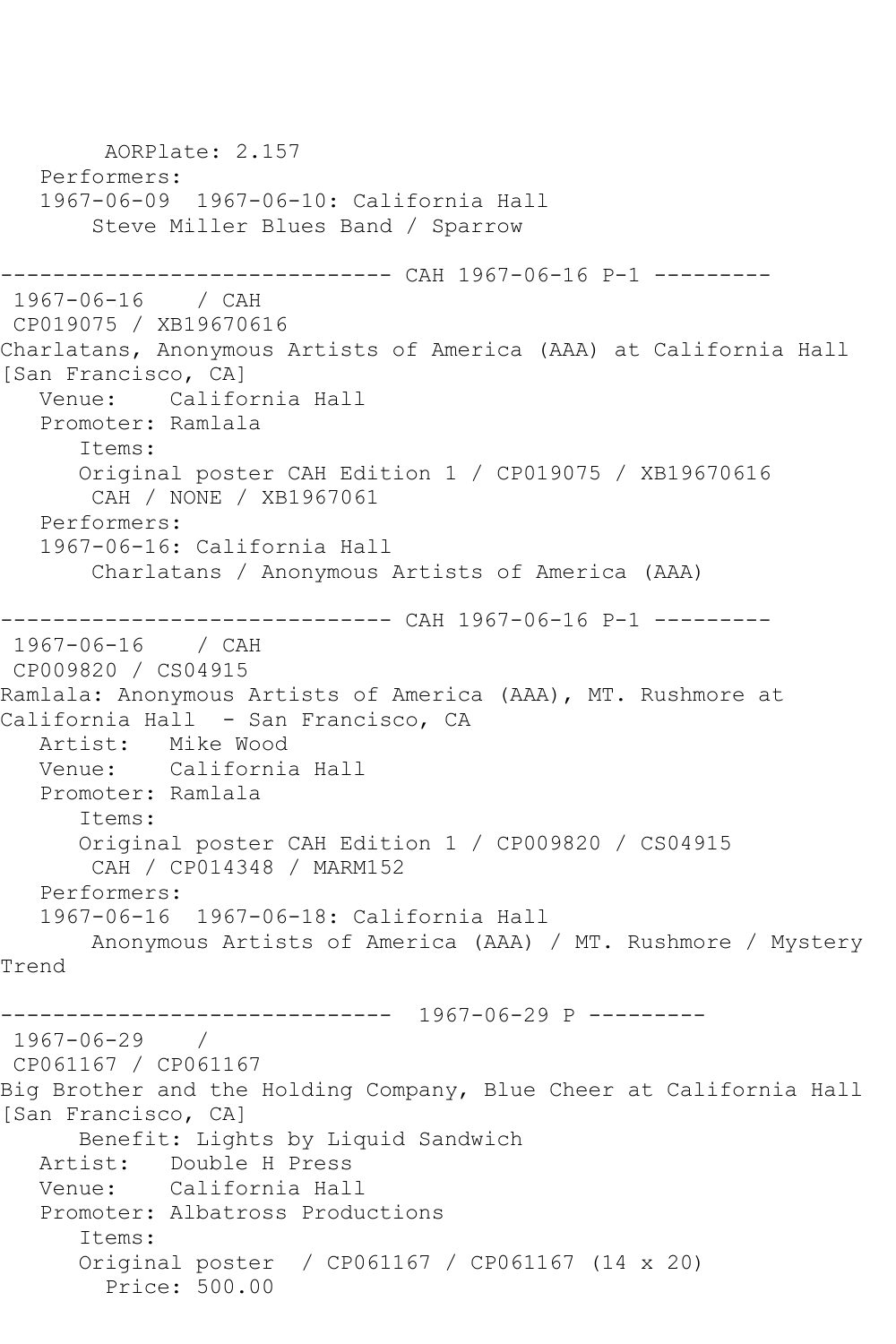```
        AORPlate: 2.157
   Performers:
   1967-06-09  1967-06-10: California Hall
       Steve Miller Blues Band / Sparrow

------------------------------ CAH 1967-06-16 P-1 ---------
 1967-06-16    / CAH
 CP019075 / XB19670616
Charlatans, Anonymous Artists of America (AAA) at California Hall
[San Francisco, CA]
   Venue:    California Hall
   Promoter: Ramlala
      Items:
      Original poster CAH Edition 1 / CP019075 / XB19670616
       CAH / NONE / XB1967061
   Performers:
   1967-06-16: California Hall
       Charlatans / Anonymous Artists of America (AAA)

------------------------------ CAH 1967-06-16 P-1 ---------
 1967-06-16    / CAH
 CP009820 / CS04915
Ramlala: Anonymous Artists of America (AAA), MT. Rushmore at
California Hall  - San Francisco, CA
   Artist:   Mike Wood
   Venue:    California Hall
   Promoter: Ramlala
      Items:
      Original poster CAH Edition 1 / CP009820 / CS04915
       CAH / CP014348 / MARM152
   Performers:
   1967-06-16  1967-06-18: California Hall
       Anonymous Artists of America (AAA) / MT. Rushmore / Mystery
Trend

------------------------------  1967-06-29 P ---------
 1967-06-29    /
 CP061167 / CP061167
Big Brother and the Holding Company, Blue Cheer at California Hall
[San Francisco, CA]
      Benefit: Lights by Liquid Sandwich
   Artist:   Double H Press
   Venue:    California Hall
   Promoter: Albatross Productions
      Items:
      Original poster  / CP061167 / CP061167 (14 x 20)
        Price: 500.00
```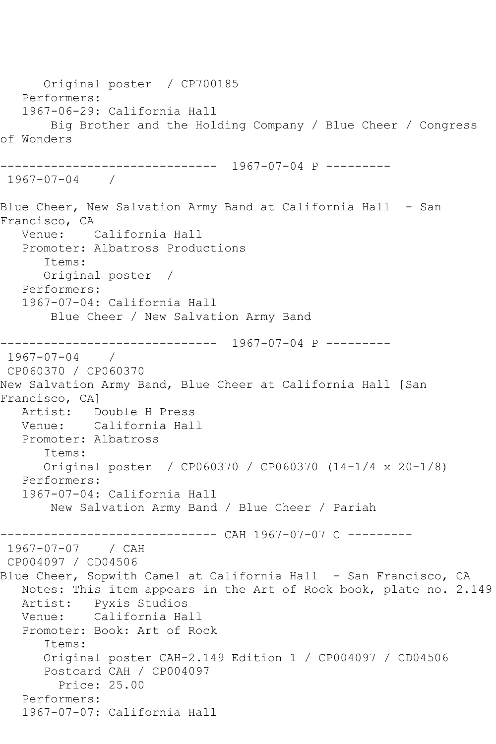Original poster / CP700185
Performers:
1967-06-29: California Hall
Big Brother and the Holding Company / Blue Cheer / Congress of Wonders

------------------------------ 1967-07-04 P ---------
1967-07-04 /

Blue Cheer, New Salvation Army Band at California Hall - San Francisco, CA
Venue: California Hall
Promoter: Albatross Productions
Items:
Original poster /
Performers:
1967-07-04: California Hall
Blue Cheer / New Salvation Army Band

------------------------------ 1967-07-04 P ---------
1967-07-04 /
CP060370 / CP060370
New Salvation Army Band, Blue Cheer at California Hall [San Francisco, CA]
Artist: Double H Press
Venue: California Hall
Promoter: Albatross
Items:
Original poster / CP060370 / CP060370 (14-1/4 x 20-1/8)
Performers:
1967-07-04: California Hall
New Salvation Army Band / Blue Cheer / Pariah

------------------------------ CAH 1967-07-07 C ---------
1967-07-07 / CAH
CP004097 / CD04506
Blue Cheer, Sopwith Camel at California Hall - San Francisco, CA
Notes: This item appears in the Art of Rock book, plate no. 2.149
Artist: Pyxis Studios
Venue: California Hall
Promoter: Book: Art of Rock
Items:
Original poster CAH-2.149 Edition 1 / CP004097 / CD04506
Postcard CAH / CP004097
Price: 25.00
Performers:
1967-07-07: California Hall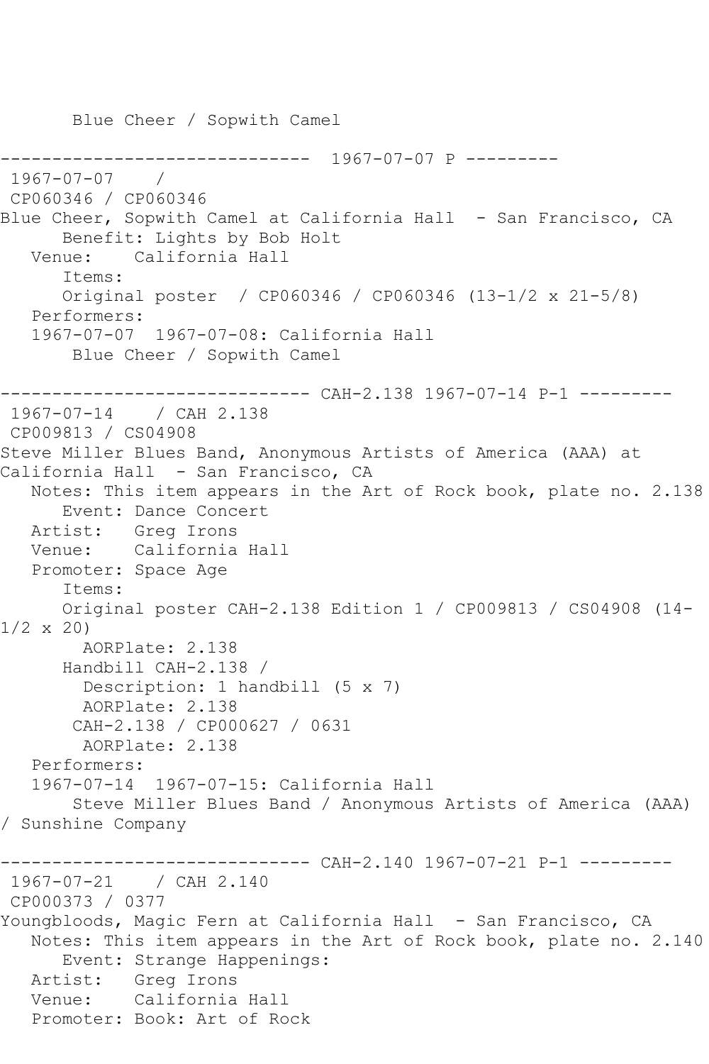Blue Cheer / Sopwith Camel

------------------------------ 1967-07-07 P ---------
1967-07-07 /
CP060346 / CP060346
Blue Cheer, Sopwith Camel at California Hall - San Francisco, CA
Benefit: Lights by Bob Holt
Venue: California Hall
Items:
Original poster / CP060346 / CP060346 (13-1/2 x 21-5/8)
Performers:
1967-07-07 1967-07-08: California Hall
Blue Cheer / Sopwith Camel

------------------------------ CAH-2.138 1967-07-14 P-1 ---------
1967-07-14 / CAH 2.138
CP009813 / CS04908
Steve Miller Blues Band, Anonymous Artists of America (AAA) at California Hall - San Francisco, CA
Notes: This item appears in the Art of Rock book, plate no. 2.138
Event: Dance Concert
Artist: Greg Irons
Venue: California Hall
Promoter: Space Age
Items:
Original poster CAH-2.138 Edition 1 / CP009813 / CS04908 (14-1/2 x 20)
AORPlate: 2.138
Handbill CAH-2.138 /
Description: 1 handbill (5 x 7)
AORPlate: 2.138
CAH-2.138 / CP000627 / 0631
AORPlate: 2.138
Performers:
1967-07-14 1967-07-15: California Hall
Steve Miller Blues Band / Anonymous Artists of America (AAA) / Sunshine Company

------------------------------ CAH-2.140 1967-07-21 P-1 ---------
1967-07-21 / CAH 2.140
CP000373 / 0377
Youngbloods, Magic Fern at California Hall - San Francisco, CA
Notes: This item appears in the Art of Rock book, plate no. 2.140
Event: Strange Happenings:
Artist: Greg Irons
Venue: California Hall
Promoter: Book: Art of Rock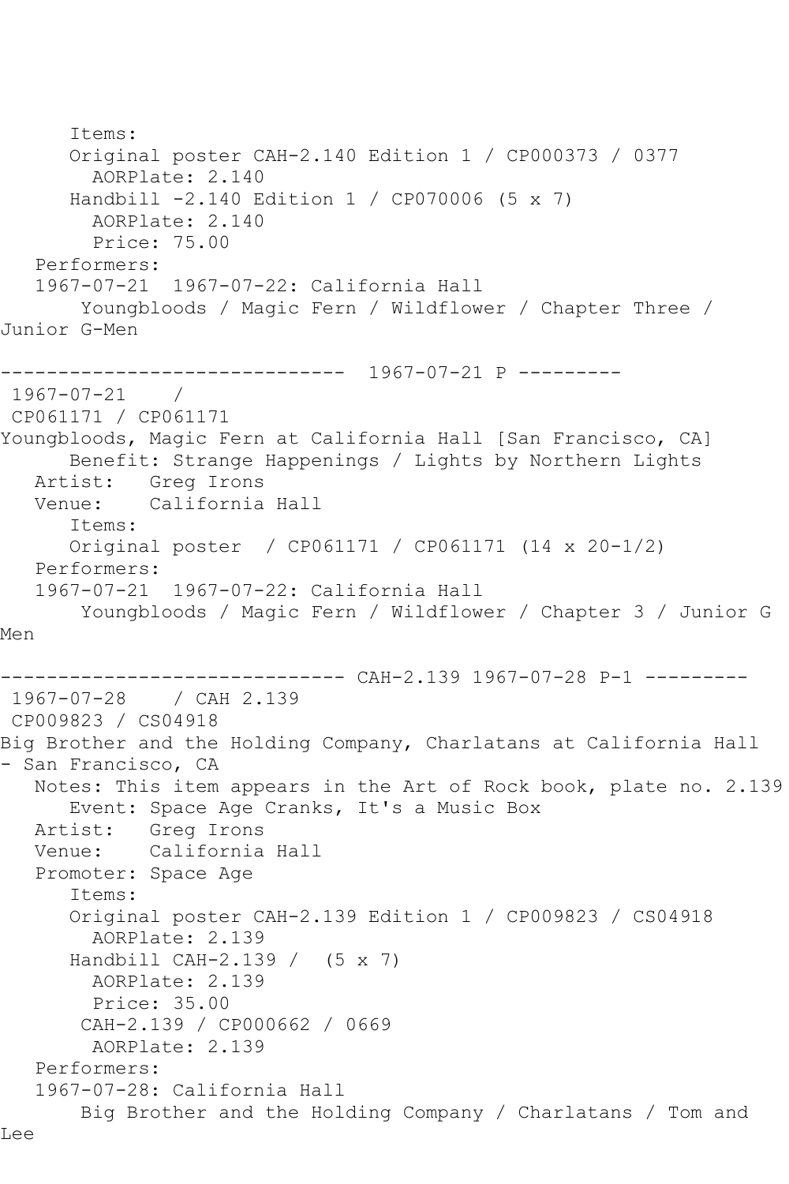```
      Items:
      Original poster CAH-2.140 Edition 1 / CP000373 / 0377
        AORPlate: 2.140
      Handbill -2.140 Edition 1 / CP070006 (5 x 7)
        AORPlate: 2.140
        Price: 75.00
   Performers:
   1967-07-21  1967-07-22: California Hall
       Youngbloods / Magic Fern / Wildflower / Chapter Three /
Junior G-Men

------------------------------  1967-07-21 P ---------
 1967-07-21    /
 CP061171 / CP061171
Youngbloods, Magic Fern at California Hall [San Francisco, CA]
      Benefit: Strange Happenings / Lights by Northern Lights
   Artist:   Greg Irons
   Venue:    California Hall
      Items:
      Original poster  / CP061171 / CP061171 (14 x 20-1/2)
   Performers:
   1967-07-21  1967-07-22: California Hall
       Youngbloods / Magic Fern / Wildflower / Chapter 3 / Junior G
Men

------------------------------ CAH-2.139 1967-07-28 P-1 ---------
 1967-07-28    / CAH 2.139
 CP009823 / CS04918
Big Brother and the Holding Company, Charlatans at California Hall
- San Francisco, CA
   Notes: This item appears in the Art of Rock book, plate no. 2.139
      Event: Space Age Cranks, It's a Music Box
   Artist:   Greg Irons
   Venue:    California Hall
   Promoter: Space Age
      Items:
      Original poster CAH-2.139 Edition 1 / CP009823 / CS04918
        AORPlate: 2.139
      Handbill CAH-2.139 /  (5 x 7)
        AORPlate: 2.139
        Price: 35.00
       CAH-2.139 / CP000662 / 0669
        AORPlate: 2.139
   Performers:
   1967-07-28: California Hall
       Big Brother and the Holding Company / Charlatans / Tom and
Lee
```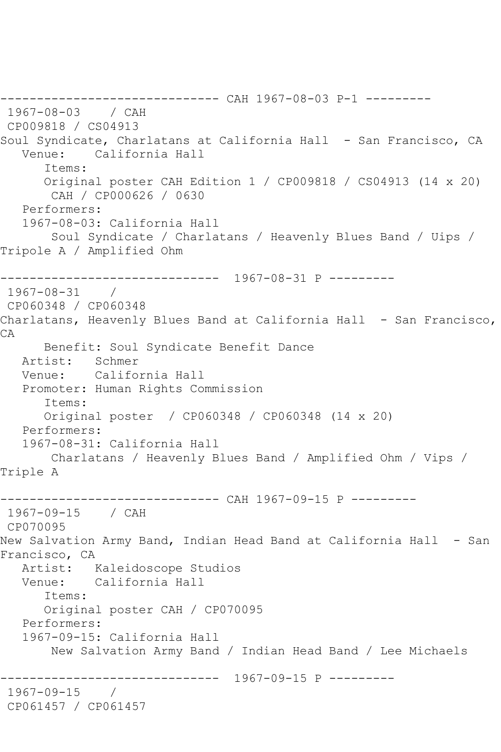------------------------------ CAH 1967-08-03 P-1 ---------
 1967-08-03    / CAH
 CP009818 / CS04913
Soul Syndicate, Charlatans at California Hall  - San Francisco, CA
   Venue:    California Hall
      Items:
      Original poster CAH Edition 1 / CP009818 / CS04913 (14 x 20)
       CAH / CP000626 / 0630
   Performers:
   1967-08-03: California Hall
       Soul Syndicate / Charlatans / Heavenly Blues Band / Uips / Tripole A / Amplified Ohm

------------------------------  1967-08-31 P ---------
 1967-08-31    /
 CP060348 / CP060348
Charlatans, Heavenly Blues Band at California Hall  - San Francisco, CA
      Benefit: Soul Syndicate Benefit Dance
   Artist:   Schmer
   Venue:    California Hall
   Promoter: Human Rights Commission
      Items:
      Original poster  / CP060348 / CP060348 (14 x 20)
   Performers:
   1967-08-31: California Hall
       Charlatans / Heavenly Blues Band / Amplified Ohm / Vips / Triple A

------------------------------ CAH 1967-09-15 P ---------
 1967-09-15    / CAH
 CP070095
New Salvation Army Band, Indian Head Band at California Hall  - San Francisco, CA
   Artist:   Kaleidoscope Studios
   Venue:    California Hall
      Items:
      Original poster CAH / CP070095
   Performers:
   1967-09-15: California Hall
       New Salvation Army Band / Indian Head Band / Lee Michaels

------------------------------  1967-09-15 P ---------
 1967-09-15    /
 CP061457 / CP061457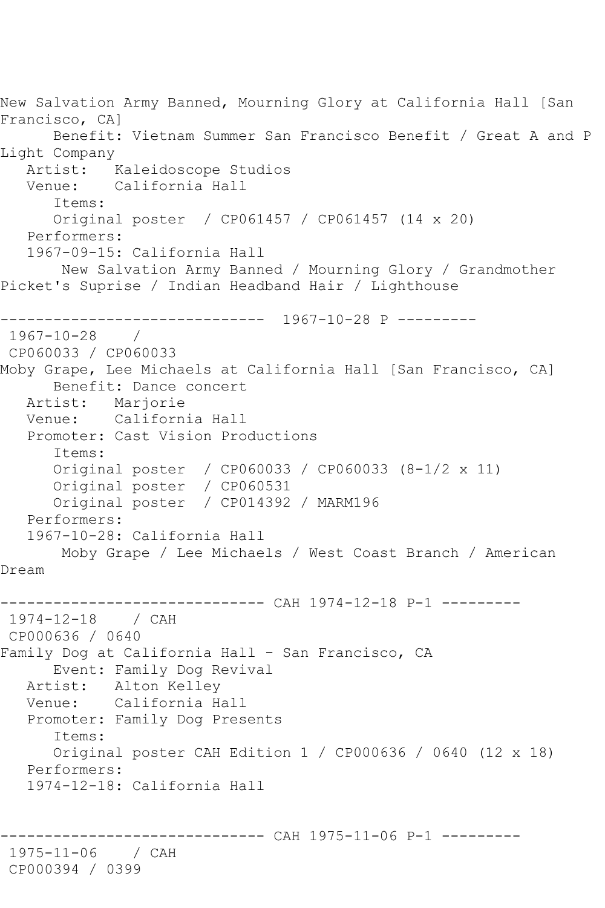New Salvation Army Banned, Mourning Glory at California Hall [San Francisco, CA]
      Benefit: Vietnam Summer San Francisco Benefit / Great A and P Light Company
   Artist:   Kaleidoscope Studios
   Venue:    California Hall
      Items:
      Original poster  / CP061457 / CP061457 (14 x 20)
   Performers:
   1967-09-15: California Hall
       New Salvation Army Banned / Mourning Glory / Grandmother Picket's Suprise / Indian Headband Hair / Lighthouse

------------------------------ 1967-10-28 P ---------
 1967-10-28    /
 CP060033 / CP060033
Moby Grape, Lee Michaels at California Hall [San Francisco, CA]
      Benefit: Dance concert
   Artist:   Marjorie
   Venue:    California Hall
   Promoter: Cast Vision Productions
      Items:
      Original poster  / CP060033 / CP060033 (8-1/2 x 11)
      Original poster  / CP060531
      Original poster  / CP014392 / MARM196
   Performers:
   1967-10-28: California Hall
       Moby Grape / Lee Michaels / West Coast Branch / American Dream

------------------------------ CAH 1974-12-18 P-1 ---------
 1974-12-18    / CAH
 CP000636 / 0640
Family Dog at California Hall - San Francisco, CA
      Event: Family Dog Revival
   Artist:   Alton Kelley
   Venue:    California Hall
   Promoter: Family Dog Presents
      Items:
      Original poster CAH Edition 1 / CP000636 / 0640 (12 x 18)
   Performers:
   1974-12-18: California Hall

------------------------------ CAH 1975-11-06 P-1 ---------
 1975-11-06    / CAH
 CP000394 / 0399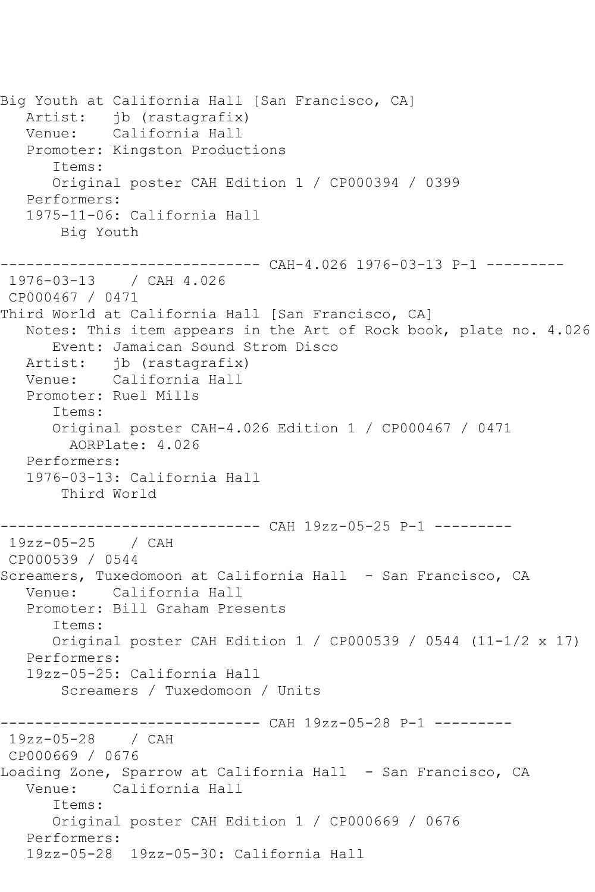Big Youth at California Hall [San Francisco, CA]
   Artist:   jb (rastagrafix)
   Venue:    California Hall
   Promoter: Kingston Productions
      Items:
      Original poster CAH Edition 1 / CP000394 / 0399
   Performers:
   1975-11-06: California Hall
       Big Youth

------------------------------ CAH-4.026 1976-03-13 P-1 ---------
 1976-03-13    / CAH 4.026
 CP000467 / 0471
Third World at California Hall [San Francisco, CA]
   Notes: This item appears in the Art of Rock book, plate no. 4.026
      Event: Jamaican Sound Strom Disco
   Artist:   jb (rastagrafix)
   Venue:    California Hall
   Promoter: Ruel Mills
      Items:
      Original poster CAH-4.026 Edition 1 / CP000467 / 0471
        AORPlate: 4.026
   Performers:
   1976-03-13: California Hall
       Third World

------------------------------ CAH 19zz-05-25 P-1 ---------
 19zz-05-25    / CAH
 CP000539 / 0544
Screamers, Tuxedomoon at California Hall  - San Francisco, CA
   Venue:    California Hall
   Promoter: Bill Graham Presents
      Items:
      Original poster CAH Edition 1 / CP000539 / 0544 (11-1/2 x 17)
   Performers:
   19zz-05-25: California Hall
       Screamers / Tuxedomoon / Units

------------------------------ CAH 19zz-05-28 P-1 ---------
 19zz-05-28    / CAH
 CP000669 / 0676
Loading Zone, Sparrow at California Hall  - San Francisco, CA
   Venue:    California Hall
      Items:
      Original poster CAH Edition 1 / CP000669 / 0676
   Performers:
   19zz-05-28  19zz-05-30: California Hall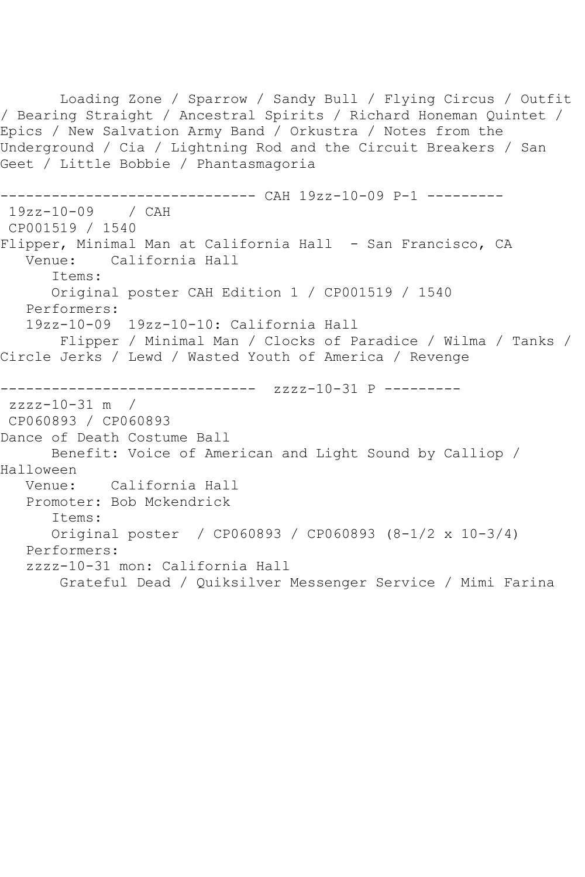Loading Zone / Sparrow / Sandy Bull / Flying Circus / Outfit / Bearing Straight / Ancestral Spirits / Richard Honeman Quintet / Epics / New Salvation Army Band / Orkustra / Notes from the Underground / Cia / Lightning Rod and the Circuit Breakers / San Geet / Little Bobbie / Phantasmagoria

------------------------------ CAH 19zz-10-09 P-1 ---------

19zz-10-09 / CAH
CP001519 / 1540
Flipper, Minimal Man at California Hall - San Francisco, CA
Venue: California Hall
Items:
Original poster CAH Edition 1 / CP001519 / 1540
Performers:
19zz-10-09 19zz-10-10: California Hall
Flipper / Minimal Man / Clocks of Paradice / Wilma / Tanks / Circle Jerks / Lewd / Wasted Youth of America / Revenge

------------------------------ zzzz-10-31 P ---------

zzzz-10-31 m /
CP060893 / CP060893
Dance of Death Costume Ball
Benefit: Voice of American and Light Sound by Calliop / Halloween
Venue: California Hall
Promoter: Bob Mckendrick
Items:
Original poster / CP060893 / CP060893 (8-1/2 x 10-3/4)
Performers:
zzzz-10-31 mon: California Hall
Grateful Dead / Quiksilver Messenger Service / Mimi Farina